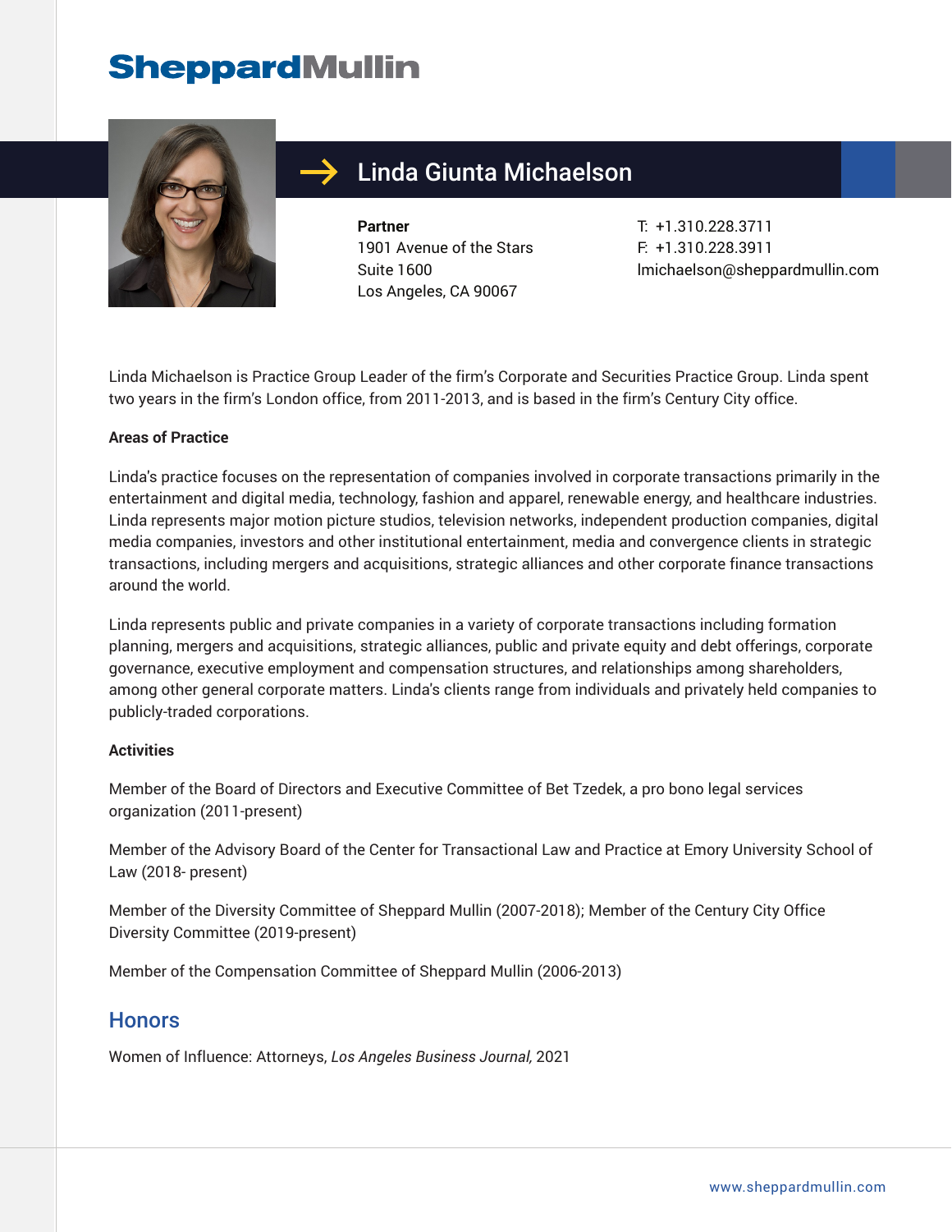# Linda Giunta Michaelson

**Partner**
1901 Avenue of the Stars
Suite 1600
Los Angeles, CA 90067

T: +1.310.228.3711
F: +1.310.228.3911
lmichaelson@sheppardmullin.com

Linda Michaelson is Practice Group Leader of the firm's Corporate and Securities Practice Group. Linda spent two years in the firm's London office, from 2011-2013, and is based in the firm's Century City office.

**Areas of Practice**

Linda's practice focuses on the representation of companies involved in corporate transactions primarily in the entertainment and digital media, technology, fashion and apparel, renewable energy, and healthcare industries. Linda represents major motion picture studios, television networks, independent production companies, digital media companies, investors and other institutional entertainment, media and convergence clients in strategic transactions, including mergers and acquisitions, strategic alliances and other corporate finance transactions around the world.

Linda represents public and private companies in a variety of corporate transactions including formation planning, mergers and acquisitions, strategic alliances, public and private equity and debt offerings, corporate governance, executive employment and compensation structures, and relationships among shareholders, among other general corporate matters. Linda's clients range from individuals and privately held companies to publicly-traded corporations.

**Activities**

Member of the Board of Directors and Executive Committee of Bet Tzedek, a pro bono legal services organization (2011-present)

Member of the Advisory Board of the Center for Transactional Law and Practice at Emory University School of Law (2018- present)

Member of the Diversity Committee of Sheppard Mullin (2007-2018); Member of the Century City Office Diversity Committee (2019-present)

Member of the Compensation Committee of Sheppard Mullin (2006-2013)

## Honors

Women of Influence: Attorneys, *Los Angeles Business Journal,* 2021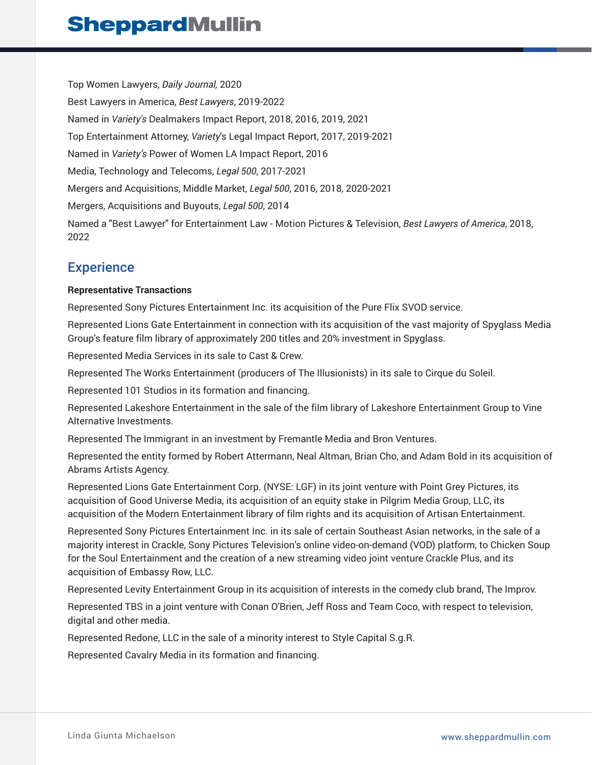Top Women Lawyers, *Daily Journal,* 2020

Best Lawyers in America, *Best Lawyers*, 2019-2022

Named in *Variety's* Dealmakers Impact Report, 2018, 2016, 2019, 2021

Top Entertainment Attorney, *Variety*'s Legal Impact Report, 2017, 2019-2021

Named in *Variety's* Power of Women LA Impact Report, 2016

Media, Technology and Telecoms, *Legal 500*, 2017-2021

Mergers and Acquisitions, Middle Market, *Legal 500*, 2016, 2018, 2020-2021

Mergers, Acquisitions and Buyouts, *Legal 500*, 2014

Named a "Best Lawyer" for Entertainment Law - Motion Pictures & Television, *Best Lawyers of America*, 2018, 2022

## Experience

**Representative Transactions**

Represented Sony Pictures Entertainment Inc. its acquisition of the Pure Flix SVOD service.

Represented Lions Gate Entertainment in connection with its acquisition of the vast majority of Spyglass Media Group's feature film library of approximately 200 titles and 20% investment in Spyglass.

Represented Media Services in its sale to Cast & Crew.

Represented The Works Entertainment (producers of The Illusionists) in its sale to Cirque du Soleil.

Represented 101 Studios in its formation and financing.

Represented Lakeshore Entertainment in the sale of the film library of Lakeshore Entertainment Group to Vine Alternative Investments.

Represented The Immigrant in an investment by Fremantle Media and Bron Ventures.

Represented the entity formed by Robert Attermann, Neal Altman, Brian Cho, and Adam Bold in its acquisition of Abrams Artists Agency.

Represented Lions Gate Entertainment Corp. (NYSE: LGF) in its joint venture with Point Grey Pictures, its acquisition of Good Universe Media, its acquisition of an equity stake in Pilgrim Media Group, LLC, its acquisition of the Modern Entertainment library of film rights and its acquisition of Artisan Entertainment.

Represented Sony Pictures Entertainment Inc. in its sale of certain Southeast Asian networks, in the sale of a majority interest in Crackle, Sony Pictures Television's online video-on-demand (VOD) platform, to Chicken Soup for the Soul Entertainment and the creation of a new streaming video joint venture Crackle Plus, and its acquisition of Embassy Row, LLC.

Represented Levity Entertainment Group in its acquisition of interests in the comedy club brand, The Improv.

Represented TBS in a joint venture with Conan O'Brien, Jeff Ross and Team Coco, with respect to television, digital and other media.

Represented Redone, LLC in the sale of a minority interest to Style Capital S.g.R.

Represented Cavalry Media in its formation and financing.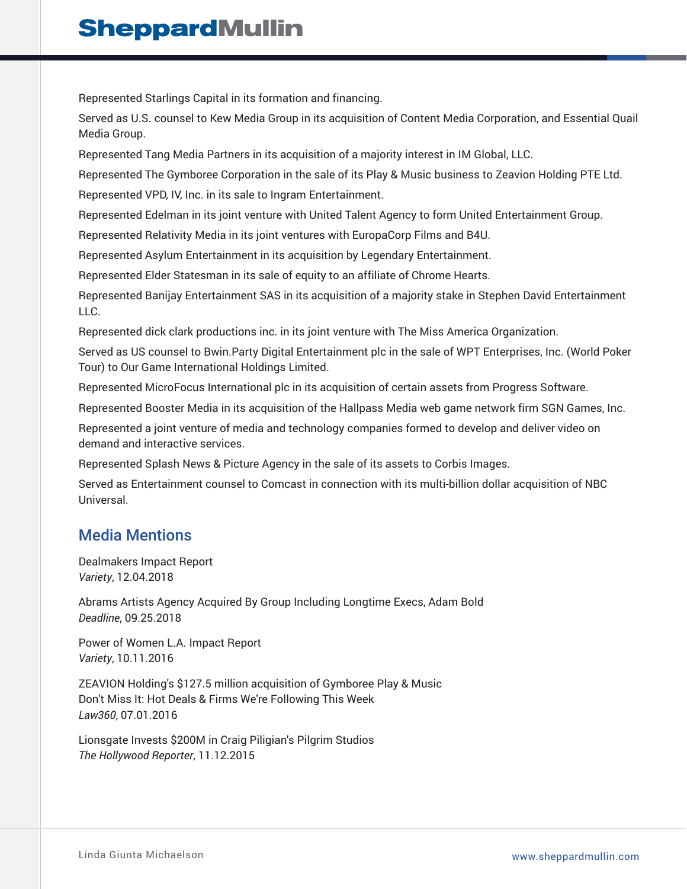Represented Starlings Capital in its formation and financing.

Served as U.S. counsel to Kew Media Group in its acquisition of Content Media Corporation, and Essential Quail Media Group.

Represented Tang Media Partners in its acquisition of a majority interest in IM Global, LLC.

Represented The Gymboree Corporation in the sale of its Play & Music business to Zeavion Holding PTE Ltd.

Represented VPD, IV, Inc. in its sale to Ingram Entertainment.

Represented Edelman in its joint venture with United Talent Agency to form United Entertainment Group.

Represented Relativity Media in its joint ventures with EuropaCorp Films and B4U.

Represented Asylum Entertainment in its acquisition by Legendary Entertainment.

Represented Elder Statesman in its sale of equity to an affiliate of Chrome Hearts.

Represented Banijay Entertainment SAS in its acquisition of a majority stake in Stephen David Entertainment LLC.

Represented dick clark productions inc. in its joint venture with The Miss America Organization.

Served as US counsel to Bwin.Party Digital Entertainment plc in the sale of WPT Enterprises, Inc. (World Poker Tour) to Our Game International Holdings Limited.

Represented MicroFocus International plc in its acquisition of certain assets from Progress Software.

Represented Booster Media in its acquisition of the Hallpass Media web game network firm SGN Games, Inc.

Represented a joint venture of media and technology companies formed to develop and deliver video on demand and interactive services.

Represented Splash News & Picture Agency in the sale of its assets to Corbis Images.

Served as Entertainment counsel to Comcast in connection with its multi-billion dollar acquisition of NBC Universal.

## Media Mentions

Dealmakers Impact Report
*Variety*, 12.04.2018

Abrams Artists Agency Acquired By Group Including Longtime Execs, Adam Bold
*Deadline*, 09.25.2018

Power of Women L.A. Impact Report
*Variety*, 10.11.2016

ZEAVION Holding's $127.5 million acquisition of Gymboree Play & Music
Don't Miss It: Hot Deals & Firms We're Following This Week
*Law360*, 07.01.2016

Lionsgate Invests $200M in Craig Piligian's Pilgrim Studios
*The Hollywood Reporter*, 11.12.2015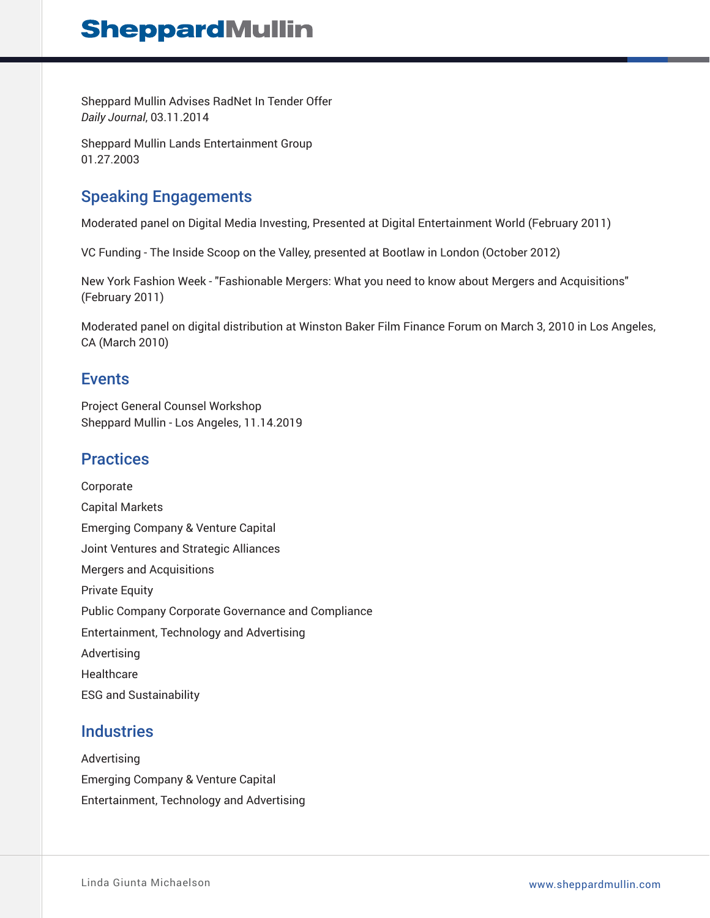Sheppard Mullin Advises RadNet In Tender Offer
*Daily Journal*, 03.11.2014

Sheppard Mullin Lands Entertainment Group
01.27.2003

## Speaking Engagements

Moderated panel on Digital Media Investing, Presented at Digital Entertainment World (February 2011)

VC Funding - The Inside Scoop on the Valley, presented at Bootlaw in London (October 2012)

New York Fashion Week - "Fashionable Mergers: What you need to know about Mergers and Acquisitions" (February 2011)

Moderated panel on digital distribution at Winston Baker Film Finance Forum on March 3, 2010 in Los Angeles, CA (March 2010)

## Events

Project General Counsel Workshop
Sheppard Mullin - Los Angeles, 11.14.2019

## Practices

Corporate

Capital Markets

Emerging Company & Venture Capital

Joint Ventures and Strategic Alliances

Mergers and Acquisitions

Private Equity

Public Company Corporate Governance and Compliance

Entertainment, Technology and Advertising

Advertising

Healthcare

ESG and Sustainability

## Industries

Advertising

Emerging Company & Venture Capital

Entertainment, Technology and Advertising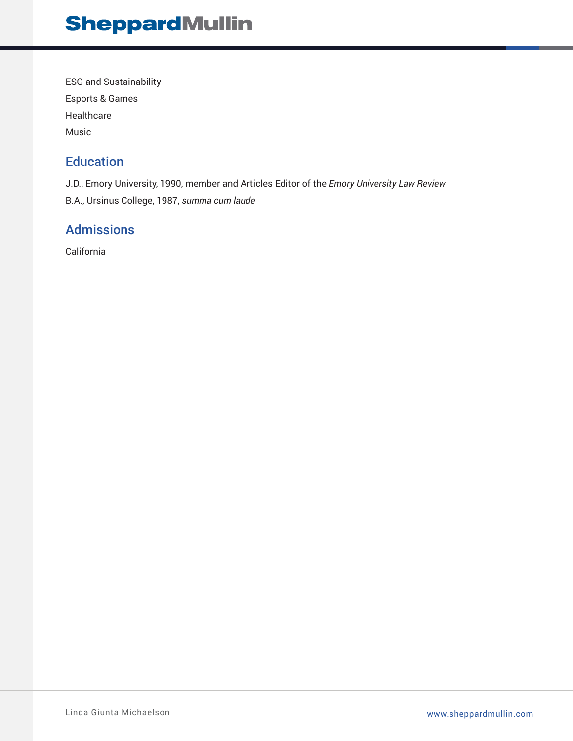ESG and Sustainability

Esports & Games

Healthcare

Music

## Education

J.D., Emory University, 1990, member and Articles Editor of the *Emory University Law Review*

B.A., Ursinus College, 1987, *summa cum laude*

## Admissions

California